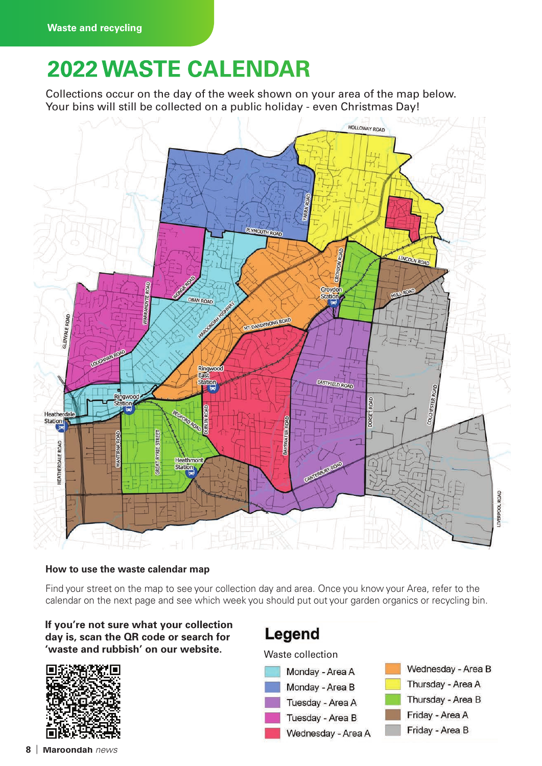Waste and recycling

# 2022 WASTE CALENDAR

Collections occur on the day of the week shown on your area of the map below.
Your bins will still be collected on a public holiday - even Christmas Day!

### How to use the waste calendar map

Find your street on the map to see your collection day and area. Once you know your Area, refer to the calendar on the next page and see which week you should put out your garden organics or recycling bin.

**If you're not sure what your collection day is, scan the QR code or search for 'waste and rubbish' on our website.**

## Legend

Waste collection

- Monday - Area A
- Monday - Area B
- Tuesday - Area A
- Tuesday - Area B
- Wednesday - Area A
- Wednesday - Area B
- Thursday - Area A
- Thursday - Area B
- Friday - Area A
- Friday - Area B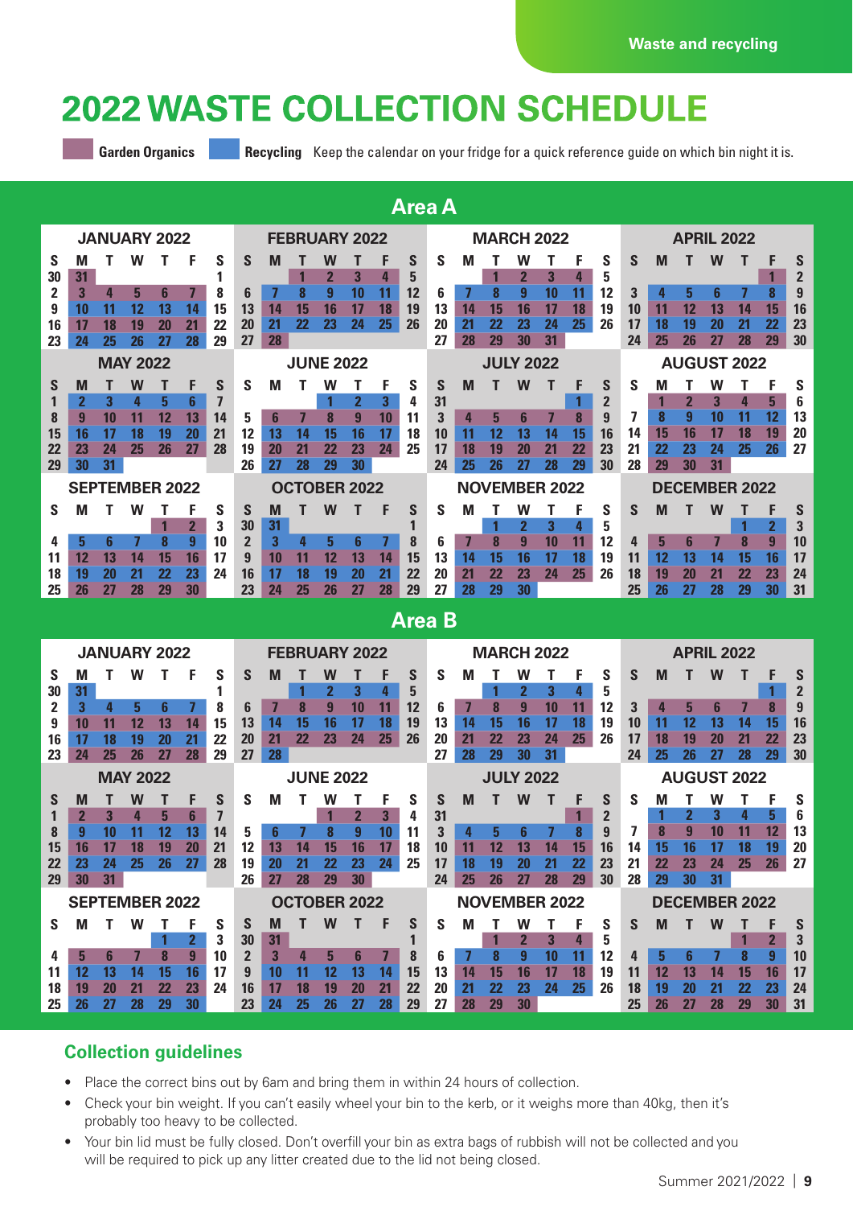# 2022 WASTE COLLECTION SCHEDULE

**Garden Organics** **Recycling** Keep the calendar on your fridge for a quick reference guide on which bin night it is.

## Area A

### JANUARY 2022

| S | M | T | W | T | F | S |
|---|---|---|---|---|---|---|
| 30 | 31 | | | | | 1 |
| 2 | 3 | 4 | 5 | 6 | 7 | 8 |
| 9 | 10 | 11 | 12 | 13 | 14 | 15 |
| 16 | 17 | 18 | 19 | 20 | 21 | 22 |
| 23 | 24 | 25 | 26 | 27 | 28 | 29 |

### FEBRUARY 2022

| S | M | T | W | T | F | S |
|---|---|---|---|---|---|---|
| | | 1 | 2 | 3 | 4 | 5 |
| 6 | 7 | 8 | 9 | 10 | 11 | 12 |
| 13 | 14 | 15 | 16 | 17 | 18 | 19 |
| 20 | 21 | 22 | 23 | 24 | 25 | 26 |
| 27 | 28 | | | | | |

### MARCH 2022

| S | M | T | W | T | F | S |
|---|---|---|---|---|---|---|
| | | 1 | 2 | 3 | 4 | 5 |
| 6 | 7 | 8 | 9 | 10 | 11 | 12 |
| 13 | 14 | 15 | 16 | 17 | 18 | 19 |
| 20 | 21 | 22 | 23 | 24 | 25 | 26 |
| 27 | 28 | 29 | 30 | 31 | | |

### APRIL 2022

| S | M | T | W | T | F | S |
|---|---|---|---|---|---|---|
| | | | | | 1 | 2 |
| 3 | 4 | 5 | 6 | 7 | 8 | 9 |
| 10 | 11 | 12 | 13 | 14 | 15 | 16 |
| 17 | 18 | 19 | 20 | 21 | 22 | 23 |
| 24 | 25 | 26 | 27 | 28 | 29 | 30 |

### MAY 2022

| S | M | T | W | T | F | S |
|---|---|---|---|---|---|---|
| 1 | 2 | 3 | 4 | 5 | 6 | 7 |
| 8 | 9 | 10 | 11 | 12 | 13 | 14 |
| 15 | 16 | 17 | 18 | 19 | 20 | 21 |
| 22 | 23 | 24 | 25 | 26 | 27 | 28 |
| 29 | 30 | 31 | | | | |

### JUNE 2022

| S | M | T | W | T | F | S |
|---|---|---|---|---|---|---|
| | | | 1 | 2 | 3 | 4 |
| 5 | 6 | 7 | 8 | 9 | 10 | 11 |
| 12 | 13 | 14 | 15 | 16 | 17 | 18 |
| 19 | 20 | 21 | 22 | 23 | 24 | 25 |
| 26 | 27 | 28 | 29 | 30 | | |

### JULY 2022

| S | M | T | W | T | F | S |
|---|---|---|---|---|---|---|
| 31 | | | | | 1 | 2 |
| 3 | 4 | 5 | 6 | 7 | 8 | 9 |
| 10 | 11 | 12 | 13 | 14 | 15 | 16 |
| 17 | 18 | 19 | 20 | 21 | 22 | 23 |
| 24 | 25 | 26 | 27 | 28 | 29 | 30 |

### AUGUST 2022

| S | M | T | W | T | F | S |
|---|---|---|---|---|---|---|
| | 1 | 2 | 3 | 4 | 5 | 6 |
| 7 | 8 | 9 | 10 | 11 | 12 | 13 |
| 14 | 15 | 16 | 17 | 18 | 19 | 20 |
| 21 | 22 | 23 | 24 | 25 | 26 | 27 |
| 28 | 29 | 30 | 31 | | | |

### SEPTEMBER 2022

| S | M | T | W | T | F | S |
|---|---|---|---|---|---|---|
| | | | | 1 | 2 | 3 |
| 4 | 5 | 6 | 7 | 8 | 9 | 10 |
| 11 | 12 | 13 | 14 | 15 | 16 | 17 |
| 18 | 19 | 20 | 21 | 22 | 23 | 24 |
| 25 | 26 | 27 | 28 | 29 | 30 | |

### OCTOBER 2022

| S | M | T | W | T | F | S |
|---|---|---|---|---|---|---|
| 30 | 31 | | | | | 1 |
| 2 | 3 | 4 | 5 | 6 | 7 | 8 |
| 9 | 10 | 11 | 12 | 13 | 14 | 15 |
| 16 | 17 | 18 | 19 | 20 | 21 | 22 |
| 23 | 24 | 25 | 26 | 27 | 28 | 29 |

### NOVEMBER 2022

| S | M | T | W | T | F | S |
|---|---|---|---|---|---|---|
| | | 1 | 2 | 3 | 4 | 5 |
| 6 | 7 | 8 | 9 | 10 | 11 | 12 |
| 13 | 14 | 15 | 16 | 17 | 18 | 19 |
| 20 | 21 | 22 | 23 | 24 | 25 | 26 |
| 27 | 28 | 29 | 30 | | | |

### DECEMBER 2022

| S | M | T | W | T | F | S |
|---|---|---|---|---|---|---|
| | | | | 1 | 2 | 3 |
| 4 | 5 | 6 | 7 | 8 | 9 | 10 |
| 11 | 12 | 13 | 14 | 15 | 16 | 17 |
| 18 | 19 | 20 | 21 | 22 | 23 | 24 |
| 25 | 26 | 27 | 28 | 29 | 30 | 31 |

## Area B

### JANUARY 2022

| S | M | T | W | T | F | S |
|---|---|---|---|---|---|---|
| 30 | 31 | | | | | 1 |
| 2 | 3 | 4 | 5 | 6 | 7 | 8 |
| 9 | 10 | 11 | 12 | 13 | 14 | 15 |
| 16 | 17 | 18 | 19 | 20 | 21 | 22 |
| 23 | 24 | 25 | 26 | 27 | 28 | 29 |

### FEBRUARY 2022

| S | M | T | W | T | F | S |
|---|---|---|---|---|---|---|
| | | 1 | 2 | 3 | 4 | 5 |
| 6 | 7 | 8 | 9 | 10 | 11 | 12 |
| 13 | 14 | 15 | 16 | 17 | 18 | 19 |
| 20 | 21 | 22 | 23 | 24 | 25 | 26 |
| 27 | 28 | | | | | |

### MARCH 2022

| S | M | T | W | T | F | S |
|---|---|---|---|---|---|---|
| | | 1 | 2 | 3 | 4 | 5 |
| 6 | 7 | 8 | 9 | 10 | 11 | 12 |
| 13 | 14 | 15 | 16 | 17 | 18 | 19 |
| 20 | 21 | 22 | 23 | 24 | 25 | 26 |
| 27 | 28 | 29 | 30 | 31 | | |

### APRIL 2022

| S | M | T | W | T | F | S |
|---|---|---|---|---|---|---|
| | | | | | 1 | 2 |
| 3 | 4 | 5 | 6 | 7 | 8 | 9 |
| 10 | 11 | 12 | 13 | 14 | 15 | 16 |
| 17 | 18 | 19 | 20 | 21 | 22 | 23 |
| 24 | 25 | 26 | 27 | 28 | 29 | 30 |

### MAY 2022

| S | M | T | W | T | F | S |
|---|---|---|---|---|---|---|
| 1 | 2 | 3 | 4 | 5 | 6 | 7 |
| 8 | 9 | 10 | 11 | 12 | 13 | 14 |
| 15 | 16 | 17 | 18 | 19 | 20 | 21 |
| 22 | 23 | 24 | 25 | 26 | 27 | 28 |
| 29 | 30 | 31 | | | | |

### JUNE 2022

| S | M | T | W | T | F | S |
|---|---|---|---|---|---|---|
| | | | 1 | 2 | 3 | 4 |
| 5 | 6 | 7 | 8 | 9 | 10 | 11 |
| 12 | 13 | 14 | 15 | 16 | 17 | 18 |
| 19 | 20 | 21 | 22 | 23 | 24 | 25 |
| 26 | 27 | 28 | 29 | 30 | | |

### JULY 2022

| S | M | T | W | T | F | S |
|---|---|---|---|---|---|---|
| 31 | | | | | 1 | 2 |
| 3 | 4 | 5 | 6 | 7 | 8 | 9 |
| 10 | 11 | 12 | 13 | 14 | 15 | 16 |
| 17 | 18 | 19 | 20 | 21 | 22 | 23 |
| 24 | 25 | 26 | 27 | 28 | 29 | 30 |

### AUGUST 2022

| S | M | T | W | T | F | S |
|---|---|---|---|---|---|---|
| | 1 | 2 | 3 | 4 | 5 | 6 |
| 7 | 8 | 9 | 10 | 11 | 12 | 13 |
| 14 | 15 | 16 | 17 | 18 | 19 | 20 |
| 21 | 22 | 23 | 24 | 25 | 26 | 27 |
| 28 | 29 | 30 | 31 | | | |

### SEPTEMBER 2022

| S | M | T | W | T | F | S |
|---|---|---|---|---|---|---|
| | | | | 1 | 2 | 3 |
| 4 | 5 | 6 | 7 | 8 | 9 | 10 |
| 11 | 12 | 13 | 14 | 15 | 16 | 17 |
| 18 | 19 | 20 | 21 | 22 | 23 | 24 |
| 25 | 26 | 27 | 28 | 29 | 30 | |

### OCTOBER 2022

| S | M | T | W | T | F | S |
|---|---|---|---|---|---|---|
| 30 | 31 | | | | | 1 |
| 2 | 3 | 4 | 5 | 6 | 7 | 8 |
| 9 | 10 | 11 | 12 | 13 | 14 | 15 |
| 16 | 17 | 18 | 19 | 20 | 21 | 22 |
| 23 | 24 | 25 | 26 | 27 | 28 | 29 |

### NOVEMBER 2022

| S | M | T | W | T | F | S |
|---|---|---|---|---|---|---|
| | | 1 | 2 | 3 | 4 | 5 |
| 6 | 7 | 8 | 9 | 10 | 11 | 12 |
| 13 | 14 | 15 | 16 | 17 | 18 | 19 |
| 20 | 21 | 22 | 23 | 24 | 25 | 26 |
| 27 | 28 | 29 | 30 | | | |

### DECEMBER 2022

| S | M | T | W | T | F | S |
|---|---|---|---|---|---|---|
| | | | | 1 | 2 | 3 |
| 4 | 5 | 6 | 7 | 8 | 9 | 10 |
| 11 | 12 | 13 | 14 | 15 | 16 | 17 |
| 18 | 19 | 20 | 21 | 22 | 23 | 24 |
| 25 | 26 | 27 | 28 | 29 | 30 | 31 |

## Collection guidelines

- Place the correct bins out by 6am and bring them in within 24 hours of collection.
- Check your bin weight. If you can't easily wheel your bin to the kerb, or it weighs more than 40kg, then it's probably too heavy to be collected.
- Your bin lid must be fully closed. Don't overfill your bin as extra bags of rubbish will not be collected and you will be required to pick up any litter created due to the lid not being closed.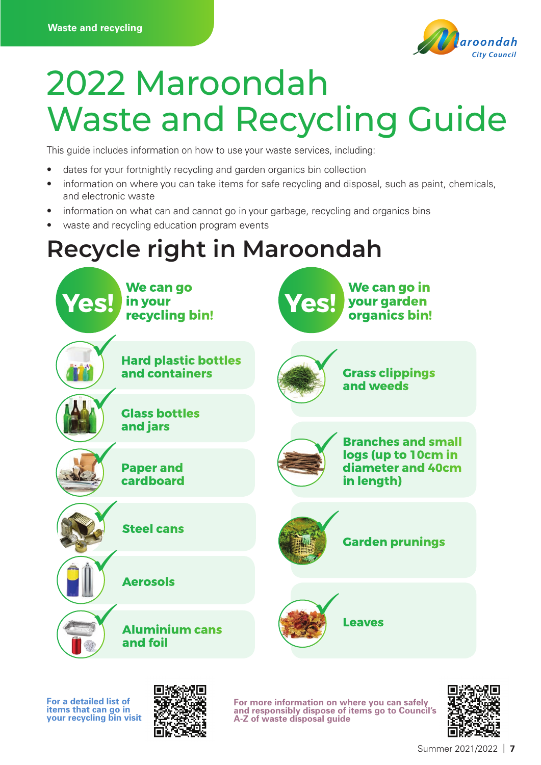Waste and recycling

# 2022 Maroondah Waste and Recycling Guide

This guide includes information on how to use your waste services, including:

- dates for your fortnightly recycling and garden organics bin collection
- information on where you can take items for safe recycling and disposal, such as paint, chemicals, and electronic waste
- information on what can and cannot go in your garbage, recycling and organics bins
- waste and recycling education program events

## Recycle right in Maroondah

### Yes! We can go in your recycling bin!

- Hard plastic bottles and containers
- Glass bottles and jars
- Paper and cardboard
- Steel cans
- Aerosols
- Aluminium cans and foil

### Yes! We can go in your garden organics bin!

- Grass clippings and weeds
- Branches and small logs (up to 10cm in diameter and 40cm in length)
- Garden prunings
- Leaves

For a detailed list of items that can go in your recycling bin visit

For more information on where you can safely and responsibly dispose of items go to Council's A-Z of waste disposal guide